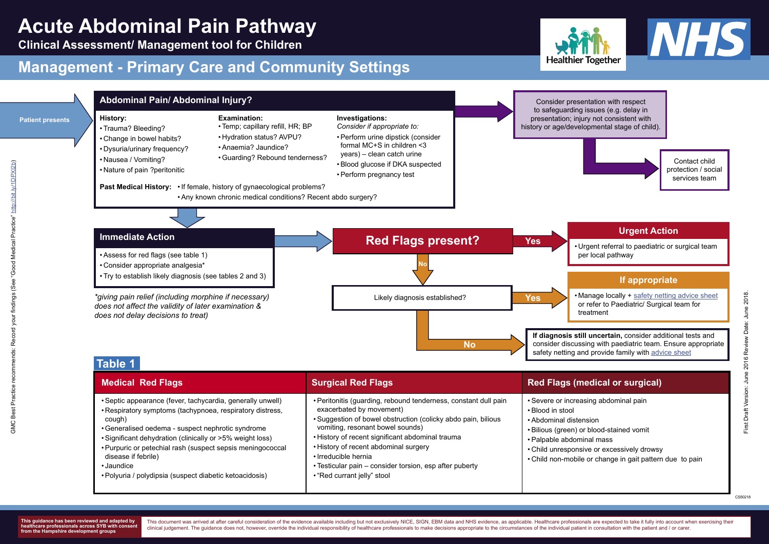# Acute Abdominal Pain Pathway

**Clinical Assessment/ Management tool for Children**

## Management - Primary Care and Community Settings

**Patient presents**

### Abdominal Pain/ Abdominal Injury?

**History:**
- Trauma? Bleeding?
- Change in bowel habits?
- Dysuria/urinary frequency?
- Nausea / Vomiting?
- Nature of pain ?peritonitic

**Examination:**
- Temp; capillary refill, HR; BP
- Hydration status? AVPU?
- Anaemia? Jaundice?
- Guarding? Rebound tenderness?

**Investigations:**
*Consider if appropriate to:*
- Perform urine dipstick (consider formal MC+S in children <3 years) – clean catch urine
- Blood glucose if DKA suspected
- Perform pregnancy test

**Past Medical History:**
- If female, history of gynaecological problems?
- Any known chronic medical conditions? Recent abdo surgery?

Consider presentation with respect to safeguarding issues (e.g. delay in presentation; injury not consistent with history or age/developmental stage of child).

→ Contact child protection / social services team

### Immediate Action

- Assess for red flags (see table 1)
- Consider appropriate analgesia*
- Try to establish likely diagnosis (see tables 2 and 3)

*\*giving pain relief (including morphine if necessary) does not affect the validity of later examination & does not delay decisions to treat)*

### Red Flags present?

**Yes** → **Urgent Action**
- Urgent referral to paediatric or surgical team per local pathway

**No** → Likely diagnosis established?

**Yes** → **If appropriate**
- Manage locally + safety netting advice sheet or refer to Paediatric/ Surgical team for treatment

**No** → **If diagnosis still uncertain,** consider additional tests and consider discussing with paediatric team. Ensure appropriate safety netting and provide family with advice sheet

## Table 1

| Medical Red Flags | Surgical Red Flags | Red Flags (medical or surgical) |
|---|---|---|
| • Septic appearance (fever, tachycardia, generally unwell)<br>• Respiratory symptoms (tachypnoea, respiratory distress, cough)<br>• Generalised oedema - suspect nephrotic syndrome<br>• Significant dehydration (clinically or >5% weight loss)<br>• Purpuric or petechial rash (suspect sepsis meningococcal disease if febrile)<br>• Jaundice<br>• Polyuria / polydipsia (suspect diabetic ketoacidosis) | • Peritonitis (guarding, rebound tenderness, constant dull pain exacerbated by movement)<br>• Suggestion of bowel obstruction (colicky abdo pain, bilious vomiting, resonant bowel sounds)<br>• History of recent significant abdominal trauma<br>• History of recent abdominal surgery<br>• Irreducible hernia<br>• Testicular pain – consider torsion, esp after puberty<br>• "Red currant jelly" stool | • Severe or increasing abdominal pain<br>• Blood in stool<br>• Abdominal distension<br>• Bilious (green) or blood-stained vomit<br>• Palpable abdominal mass<br>• Child unresponsive or excessively drowsy<br>• Child non-mobile or change in gait pattern due to pain |

GMC Best Practice recommends: Record your findings (See "Good Medical Practice" http://bit.ly/1DPXl2b)

First Draft Version: June 2016 Review Date: June 2018.

CS50218

**This guidance has been reviewed and adapted by healthcare professionals across SYB with consent from the Hampshire development groups**

This document was arrived at after careful consideration of the evidence available including but not exclusively NICE, SIGN, EBM data and NHS evidence, as applicable. Healthcare professionals are expected to take it fully into account when exercising their clinical judgement. The guidance does not, however, override the individual responsibility of healthcare professionals to make decisions appropriate to the circumstances of the individual patient in consultation with the patient and / or carer.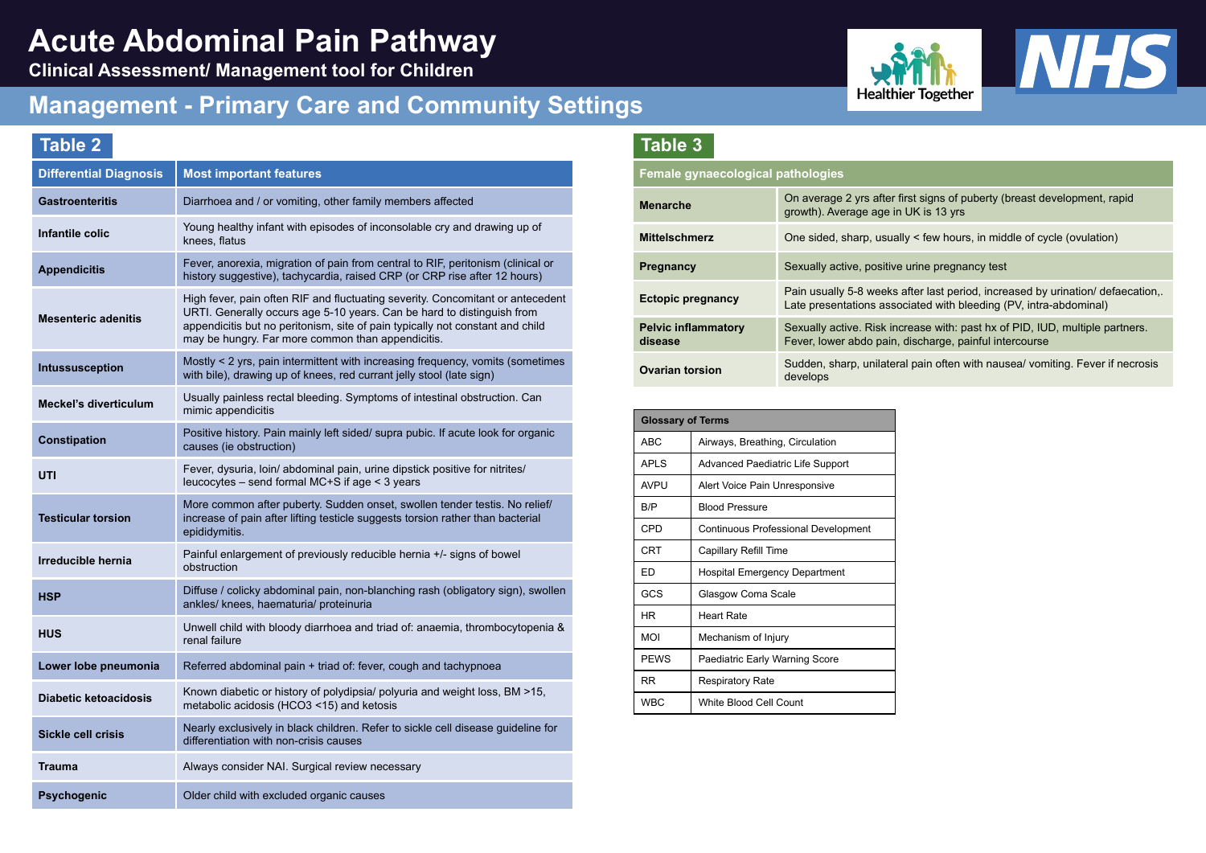# Acute Abdominal Pain Pathway

**Clinical Assessment/ Management tool for Children**

## Management - Primary Care and Community Settings

### Table 2

| Differential Diagnosis | Most important features |
|---|---|
| **Gastroenteritis** | Diarrhoea and / or vomiting, other family members affected |
| **Infantile colic** | Young healthy infant with episodes of inconsolable cry and drawing up of knees, flatus |
| **Appendicitis** | Fever, anorexia, migration of pain from central to RIF, peritonism (clinical or history suggestive), tachycardia, raised CRP (or CRP rise after 12 hours) |
| **Mesenteric adenitis** | High fever, pain often RIF and fluctuating severity. Concomitant or antecedent URTI. Generally occurs age 5-10 years. Can be hard to distinguish from appendicitis but no peritonism, site of pain typically not constant and child may be hungry. Far more common than appendicitis. |
| **Intussusception** | Mostly < 2 yrs, pain intermittent with increasing frequency, vomits (sometimes with bile), drawing up of knees, red currant jelly stool (late sign) |
| **Meckel's diverticulum** | Usually painless rectal bleeding. Symptoms of intestinal obstruction. Can mimic appendicitis |
| **Constipation** | Positive history. Pain mainly left sided/ supra pubic. If acute look for organic causes (ie obstruction) |
| **UTI** | Fever, dysuria, loin/ abdominal pain, urine dipstick positive for nitrites/ leucocytes – send formal MC+S if age < 3 years |
| **Testicular torsion** | More common after puberty. Sudden onset, swollen tender testis. No relief/ increase of pain after lifting testicle suggests torsion rather than bacterial epididymitis. |
| **Irreducible hernia** | Painful enlargement of previously reducible hernia +/- signs of bowel obstruction |
| **HSP** | Diffuse / colicky abdominal pain, non-blanching rash (obligatory sign), swollen ankles/ knees, haematuria/ proteinuria |
| **HUS** | Unwell child with bloody diarrhoea and triad of: anaemia, thrombocytopenia & renal failure |
| **Lower lobe pneumonia** | Referred abdominal pain + triad of: fever, cough and tachypnoea |
| **Diabetic ketoacidosis** | Known diabetic or history of polydipsia/ polyuria and weight loss, BM >15, metabolic acidosis (HCO3 <15) and ketosis |
| **Sickle cell crisis** | Nearly exclusively in black children. Refer to sickle cell disease guideline for differentiation with non-crisis causes |
| **Trauma** | Always consider NAI. Surgical review necessary |
| **Psychogenic** | Older child with excluded organic causes |

### Table 3

| Female gynaecological pathologies | |
|---|---|
| **Menarche** | On average 2 yrs after first signs of puberty (breast development, rapid growth). Average age in UK is 13 yrs |
| **Mittelschmerz** | One sided, sharp, usually < few hours, in middle of cycle (ovulation) |
| **Pregnancy** | Sexually active, positive urine pregnancy test |
| **Ectopic pregnancy** | Pain usually 5-8 weeks after last period, increased by urination/ defaecation,. Late presentations associated with bleeding (PV, intra-abdominal) |
| **Pelvic inflammatory disease** | Sexually active. Risk increase with: past hx of PID, IUD, multiple partners. Fever, lower abdo pain, discharge, painful intercourse |
| **Ovarian torsion** | Sudden, sharp, unilateral pain often with nausea/ vomiting. Fever if necrosis develops |

| Glossary of Terms | |
|---|---|
| ABC | Airways, Breathing, Circulation |
| APLS | Advanced Paediatric Life Support |
| AVPU | Alert Voice Pain Unresponsive |
| B/P | Blood Pressure |
| CPD | Continuous Professional Development |
| CRT | Capillary Refill Time |
| ED | Hospital Emergency Department |
| GCS | Glasgow Coma Scale |
| HR | Heart Rate |
| MOI | Mechanism of Injury |
| PEWS | Paediatric Early Warning Score |
| RR | Respiratory Rate |
| WBC | White Blood Cell Count |